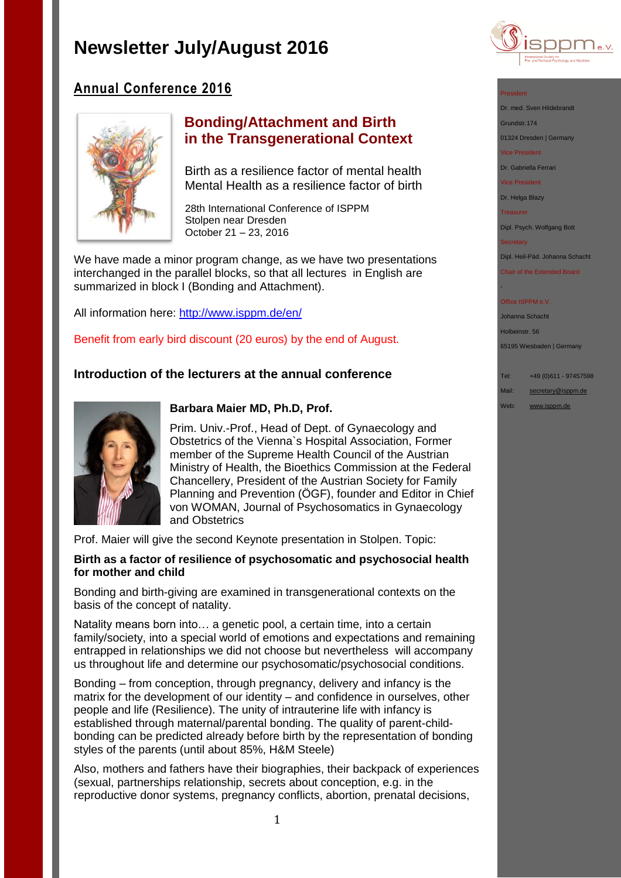# Newsletter July/August 2016

## Annual Conference 2016

### Bonding/Attachment and Birth in the Transgenerational Context

Birth as a resilience factor of mental health
Mental Health as a resilience factor of birth

28th International Conference of ISPPM
Stolpen near Dresden
October 21 – 23, 2016

We have made a minor program change, as we have two presentations interchanged in the parallel blocks, so that all lectures in English are summarized in block I (Bonding and Attachment).

All information here: http://www.isppm.de/en/

Benefit from early bird discount (20 euros) by the end of August.

### Introduction of the lecturers at the annual conference

**Barbara Maier MD, Ph.D, Prof.**

Prim. Univ.-Prof., Head of Dept. of Gynaecology and Obstetrics of the Vienna`s Hospital Association, Former member of the Supreme Health Council of the Austrian Ministry of Health, the Bioethics Commission at the Federal Chancellery, President of the Austrian Society for Family Planning and Prevention (ÖGF), founder and Editor in Chief von WOMAN, Journal of Psychosomatics in Gynaecology and Obstetrics

Prof. Maier will give the second Keynote presentation in Stolpen. Topic:

**Birth as a factor of resilience of psychosomatic and psychosocial health for mother and child**

Bonding and birth-giving are examined in transgenerational contexts on the basis of the concept of natality.

Natality means born into… a genetic pool, a certain time, into a certain family/society, into a special world of emotions and expectations and remaining entrapped in relationships we did not choose but nevertheless will accompany us throughout life and determine our psychosomatic/psychosocial conditions.

Bonding – from conception, through pregnancy, delivery and infancy is the matrix for the development of our identity – and confidence in ourselves, other people and life (Resilience). The unity of intrauterine life with infancy is established through maternal/parental bonding. The quality of parent-child-bonding can be predicted already before birth by the representation of bonding styles of the parents (until about 85%, H&M Steele)

Also, mothers and fathers have their biographies, their backpack of experiences (sexual, partnerships relationship, secrets about conception, e.g. in the reproductive donor systems, pregnancy conflicts, abortion, prenatal decisions,

President
Dr. med. Sven Hildebrandt
Grundstr.174
01324 Dresden | Germany

Vice President
Dr. Gabriella Ferrari

Vice President
Dr. Helga Blazy

Treasurer
Dipl. Psych. Wolfgang Bott

Secretary
Dipl. Heil-Päd. Johanna Schacht

Chair of the Extended Board
-

Office ISPPM e.V.
Johanna Schacht
Holbeinstr. 56
65195 Wiesbaden | Germany

Tel: +49 (0)611 - 97457598
Mail: secretary@isppm.de
Web: www.isppm.de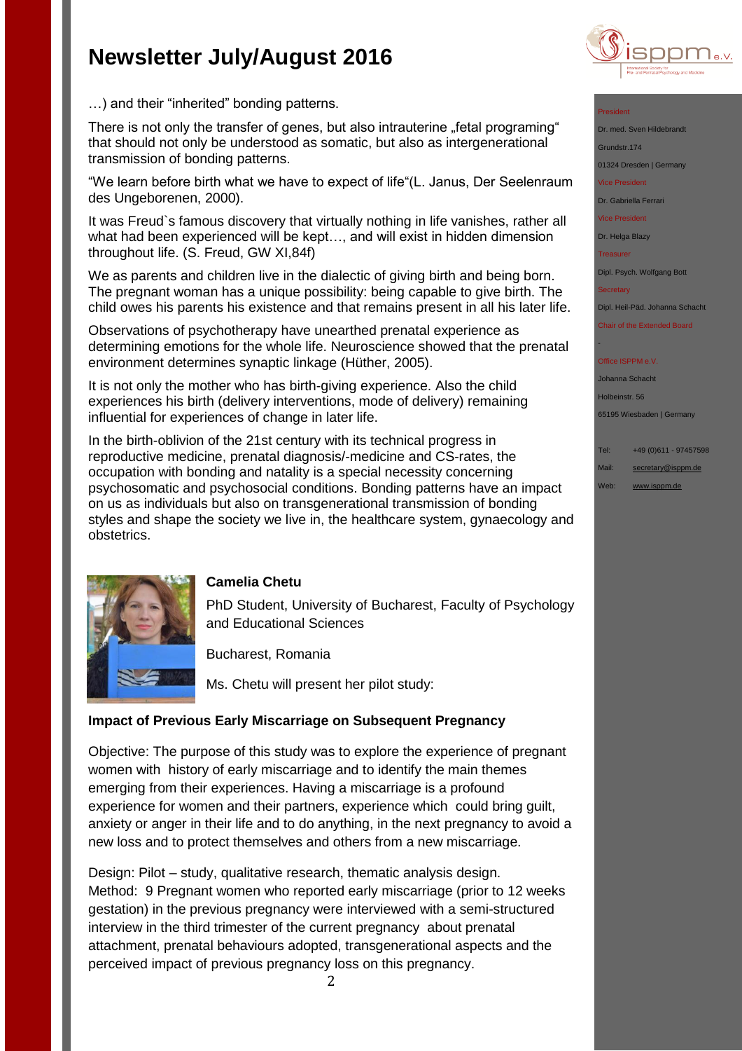…) and their "inherited" bonding patterns.

There is not only the transfer of genes, but also intrauterine „fetal programing" that should not only be understood as somatic, but also as intergenerational transmission of bonding patterns.

"We learn before birth what we have to expect of life"(L. Janus, Der Seelenraum des Ungeborenen, 2000).

It was Freud`s famous discovery that virtually nothing in life vanishes, rather all what had been experienced will be kept…, and will exist in hidden dimension throughout life. (S. Freud, GW XI,84f)

We as parents and children live in the dialectic of giving birth and being born. The pregnant woman has a unique possibility: being capable to give birth. The child owes his parents his existence and that remains present in all his later life.

Observations of psychotherapy have unearthed prenatal experience as determining emotions for the whole life. Neuroscience showed that the prenatal environment determines synaptic linkage (Hüther, 2005).

It is not only the mother who has birth-giving experience. Also the child experiences his birth (delivery interventions, mode of delivery) remaining influential for experiences of change in later life.

In the birth-oblivion of the 21st century with its technical progress in reproductive medicine, prenatal diagnosis/-medicine and CS-rates, the occupation with bonding and natality is a special necessity concerning psychosomatic and psychosocial conditions. Bonding patterns have an impact on us as individuals but also on transgenerational transmission of bonding styles and shape the society we live in, the healthcare system, gynaecology and obstetrics.

**Camelia Chetu**

PhD Student, University of Bucharest, Faculty of Psychology and Educational Sciences

Bucharest, Romania

Ms. Chetu will present her pilot study:

**Impact of Previous Early Miscarriage on Subsequent Pregnancy**

Objective: The purpose of this study was to explore the experience of pregnant women with history of early miscarriage and to identify the main themes emerging from their experiences. Having a miscarriage is a profound experience for women and their partners, experience which could bring guilt, anxiety or anger in their life and to do anything, in the next pregnancy to avoid a new loss and to protect themselves and others from a new miscarriage.

Design: Pilot – study, qualitative research, thematic analysis design.
Method: 9 Pregnant women who reported early miscarriage (prior to 12 weeks gestation) in the previous pregnancy were interviewed with a semi-structured interview in the third trimester of the current pregnancy about prenatal attachment, prenatal behaviours adopted, transgenerational aspects and the perceived impact of previous pregnancy loss on this pregnancy.

President
Dr. med. Sven Hildebrandt
Grundstr.174
01324 Dresden | Germany
Vice President
Dr. Gabriella Ferrari
Vice President
Dr. Helga Blazy
Treasurer
Dipl. Psych. Wolfgang Bott
Secretary
Dipl. Heil-Päd. Johanna Schacht
Chair of the Extended Board
-
Office ISPPM e.V.
Johanna Schacht
Holbeinstr. 56
65195 Wiesbaden | Germany

Tel: +49 (0)611 - 97457598
Mail: secretary@isppm.de
Web: www.isppm.de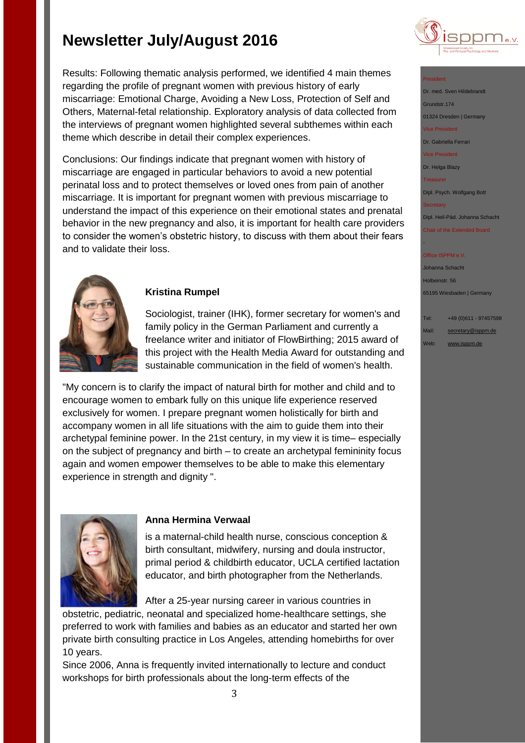# Newsletter July/August 2016

Results: Following thematic analysis performed, we identified 4 main themes regarding the profile of pregnant women with previous history of early miscarriage: Emotional Charge, Avoiding a New Loss, Protection of Self and Others, Maternal-fetal relationship. Exploratory analysis of data collected from the interviews of pregnant women highlighted several subthemes within each theme which describe in detail their complex experiences.

Conclusions: Our findings indicate that pregnant women with history of miscarriage are engaged in particular behaviors to avoid a new potential perinatal loss and to protect themselves or loved ones from pain of another miscarriage. It is important for pregnant women with previous miscarriage to understand the impact of this experience on their emotional states and prenatal behavior in the new pregnancy and also, it is important for health care providers to consider the women's obstetric history, to discuss with them about their fears and to validate their loss.

**Kristina Rumpel**

Sociologist, trainer (IHK), former secretary for women's and family policy in the German Parliament and currently a freelance writer and initiator of FlowBirthing; 2015 award of this project with the Health Media Award for outstanding and sustainable communication in the field of women's health.

"My concern is to clarify the impact of natural birth for mother and child and to encourage women to embark fully on this unique life experience reserved exclusively for women. I prepare pregnant women holistically for birth and accompany women in all life situations with the aim to guide them into their archetypal feminine power. In the 21st century, in my view it is time– especially on the subject of pregnancy and birth – to create an archetypal femininity focus again and women empower themselves to be able to make this elementary experience in strength and dignity ".

**Anna Hermina Verwaal**

is a maternal-child health nurse, conscious conception & birth consultant, midwifery, nursing and doula instructor, primal period & childbirth educator, UCLA certified lactation educator, and birth photographer from the Netherlands.

After a 25-year nursing career in various countries in obstetric, pediatric, neonatal and specialized home-healthcare settings, she preferred to work with families and babies as an educator and started her own private birth consulting practice in Los Angeles, attending homebirths for over 10 years.

Since 2006, Anna is frequently invited internationally to lecture and conduct workshops for birth professionals about the long-term effects of the

President
Dr. med. Sven Hildebrandt
Grundstr.174
01324 Dresden | Germany
Vice President
Dr. Gabriella Ferrari
Vice President
Dr. Helga Blazy
Treasurer
Dipl. Psych. Wolfgang Bott
Secretary
Dipl. Heil-Päd. Johanna Schacht
Chair of the Extended Board
-
Office ISPPM e.V.
Johanna Schacht
Holbeinstr. 56
65195 Wiesbaden | Germany

Tel: +49 (0)611 - 97457598
Mail: secretary@isppm.de
Web: www.isppm.de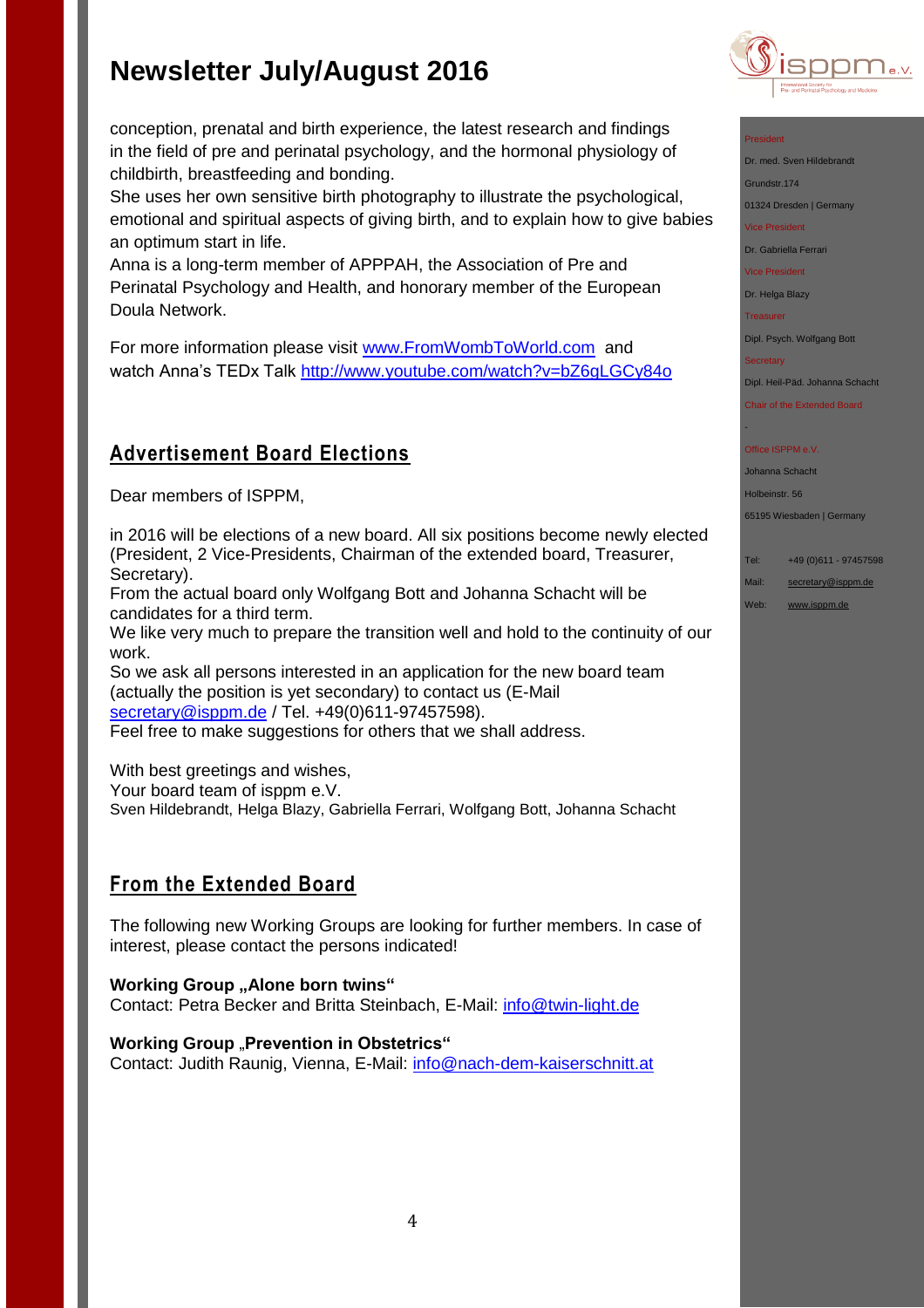conception, prenatal and birth experience, the latest research and findings in the field of pre and perinatal psychology, and the hormonal physiology of childbirth, breastfeeding and bonding.
She uses her own sensitive birth photography to illustrate the psychological, emotional and spiritual aspects of giving birth, and to explain how to give babies an optimum start in life.
Anna is a long-term member of APPPAH, the Association of Pre and Perinatal Psychology and Health, and honorary member of the European Doula Network.

For more information please visit www.FromWombToWorld.com and watch Anna's TEDx Talk http://www.youtube.com/watch?v=bZ6gLGCy84o

## Advertisement Board Elections

Dear members of ISPPM,

in 2016 will be elections of a new board. All six positions become newly elected (President, 2 Vice-Presidents, Chairman of the extended board, Treasurer, Secretary).
From the actual board only Wolfgang Bott and Johanna Schacht will be candidates for a third term.
We like very much to prepare the transition well and hold to the continuity of our work.
So we ask all persons interested in an application for the new board team (actually the position is yet secondary) to contact us (E-Mail secretary@isppm.de / Tel. +49(0)611-97457598).
Feel free to make suggestions for others that we shall address.

With best greetings and wishes,
Your board team of isppm e.V.
Sven Hildebrandt, Helga Blazy, Gabriella Ferrari, Wolfgang Bott, Johanna Schacht

## From the Extended Board

The following new Working Groups are looking for further members. In case of interest, please contact the persons indicated!

**Working Group „Alone born twins"**
Contact: Petra Becker and Britta Steinbach, E-Mail: info@twin-light.de

**Working Group „Prevention in Obstetrics"**
Contact: Judith Raunig, Vienna, E-Mail: info@nach-dem-kaiserschnitt.at

President
Dr. med. Sven Hildebrandt
Grundstr.174
01324 Dresden | Germany

Vice President
Dr. Gabriella Ferrari

Vice President
Dr. Helga Blazy

Treasurer
Dipl. Psych. Wolfgang Bott

Secretary
Dipl. Heil-Päd. Johanna Schacht

Chair of the Extended Board
-

Office ISPPM e.V.
Johanna Schacht
Holbeinstr. 56
65195 Wiesbaden | Germany

Tel: +49 (0)611 - 97457598
Mail: secretary@isppm.de
Web: www.isppm.de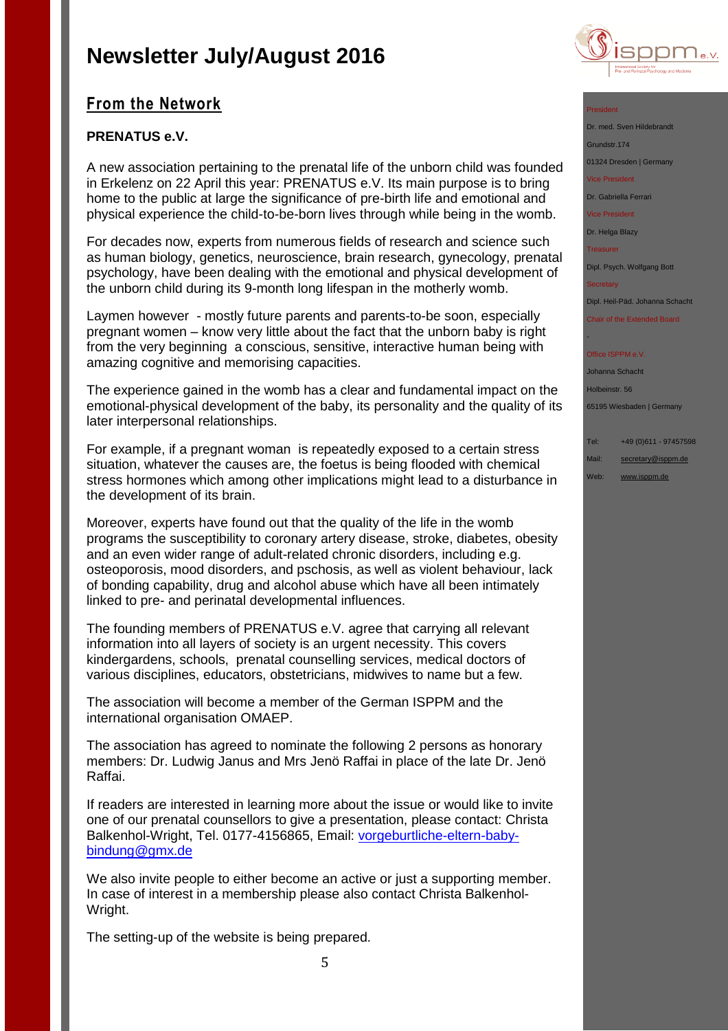# Newsletter July/August 2016

## From the Network

**PRENATUS e.V.**

A new association pertaining to the prenatal life of the unborn child was founded in Erkelenz on 22 April this year: PRENATUS e.V. Its main purpose is to bring home to the public at large the significance of pre-birth life and emotional and physical experience the child-to-be-born lives through while being in the womb.

For decades now, experts from numerous fields of research and science such as human biology, genetics, neuroscience, brain research, gynecology, prenatal psychology, have been dealing with the emotional and physical development of the unborn child during its 9-month long lifespan in the motherly womb.

Laymen however - mostly future parents and parents-to-be soon, especially pregnant women – know very little about the fact that the unborn baby is right from the very beginning a conscious, sensitive, interactive human being with amazing cognitive and memorising capacities.

The experience gained in the womb has a clear and fundamental impact on the emotional-physical development of the baby, its personality and the quality of its later interpersonal relationships.

For example, if a pregnant woman is repeatedly exposed to a certain stress situation, whatever the causes are, the foetus is being flooded with chemical stress hormones which among other implications might lead to a disturbance in the development of its brain.

Moreover, experts have found out that the quality of the life in the womb programs the susceptibility to coronary artery disease, stroke, diabetes, obesity and an even wider range of adult-related chronic disorders, including e.g. osteoporosis, mood disorders, and pschosis, as well as violent behaviour, lack of bonding capability, drug and alcohol abuse which have all been intimately linked to pre- and perinatal developmental influences.

The founding members of PRENATUS e.V. agree that carrying all relevant information into all layers of society is an urgent necessity. This covers kindergardens, schools, prenatal counselling services, medical doctors of various disciplines, educators, obstetricians, midwives to name but a few.

The association will become a member of the German ISPPM and the international organisation OMAEP.

The association has agreed to nominate the following 2 persons as honorary members: Dr. Ludwig Janus and Mrs Jenö Raffai in place of the late Dr. Jenö Raffai.

If readers are interested in learning more about the issue or would like to invite one of our prenatal counsellors to give a presentation, please contact: Christa Balkenhol-Wright, Tel. 0177-4156865, Email: vorgeburtliche-eltern-baby-bindung@gmx.de

We also invite people to either become an active or just a supporting member. In case of interest in a membership please also contact Christa Balkenhol-Wright.

The setting-up of the website is being prepared.

President
Dr. med. Sven Hildebrandt
Grundstr.174
01324 Dresden | Germany

Vice President
Dr. Gabriella Ferrari

Vice President
Dr. Helga Blazy

Treasurer
Dipl. Psych. Wolfgang Bott

Secretary
Dipl. Heil-Päd. Johanna Schacht

Chair of the Extended Board
-

Office ISPPM e.V.
Johanna Schacht
Holbeinstr. 56
65195 Wiesbaden | Germany

Tel: +49 (0)611 - 97457598
Mail: secretary@isppm.de
Web: www.isppm.de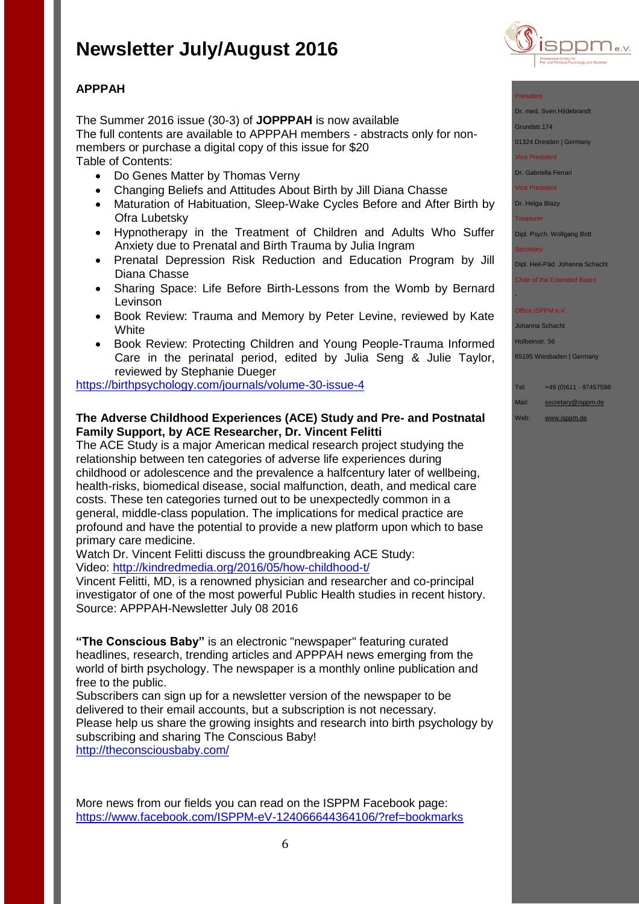# Newsletter July/August 2016

**APPPAH**

The Summer 2016 issue (30-3) of **JOPPPAH** is now available
The full contents are available to APPPAH members - abstracts only for non-members or purchase a digital copy of this issue for $20
Table of Contents:

- Do Genes Matter by Thomas Verny
- Changing Beliefs and Attitudes About Birth by Jill Diana Chasse
- Maturation of Habituation, Sleep-Wake Cycles Before and After Birth by Ofra Lubetsky
- Hypnotherapy in the Treatment of Children and Adults Who Suffer Anxiety due to Prenatal and Birth Trauma by Julia Ingram
- Prenatal Depression Risk Reduction and Education Program by Jill Diana Chasse
- Sharing Space: Life Before Birth-Lessons from the Womb by Bernard Levinson
- Book Review: Trauma and Memory by Peter Levine, reviewed by Kate White
- Book Review: Protecting Children and Young People-Trauma Informed Care in the perinatal period, edited by Julia Seng & Julie Taylor, reviewed by Stephanie Dueger

https://birthpsychology.com/journals/volume-30-issue-4

**The Adverse Childhood Experiences (ACE) Study and Pre- and Postnatal Family Support, by ACE Researcher, Dr. Vincent Felitti**
The ACE Study is a major American medical research project studying the relationship between ten categories of adverse life experiences during childhood or adolescence and the prevalence a halfcentury later of wellbeing, health-risks, biomedical disease, social malfunction, death, and medical care costs. These ten categories turned out to be unexpectedly common in a general, middle-class population. The implications for medical practice are profound and have the potential to provide a new platform upon which to base primary care medicine.
Watch Dr. Vincent Felitti discuss the groundbreaking ACE Study:
Video: http://kindredmedia.org/2016/05/how-childhood-t/
Vincent Felitti, MD, is a renowned physician and researcher and co-principal investigator of one of the most powerful Public Health studies in recent history.
Source: APPPAH-Newsletter July 08 2016

**"The Conscious Baby"** is an electronic "newspaper" featuring curated headlines, research, trending articles and APPPAH news emerging from the world of birth psychology. The newspaper is a monthly online publication and free to the public.
Subscribers can sign up for a newsletter version of the newspaper to be delivered to their email accounts, but a subscription is not necessary.
Please help us share the growing insights and research into birth psychology by subscribing and sharing The Conscious Baby!
http://theconsciousbaby.com/

More news from our fields you can read on the ISPPM Facebook page:
https://www.facebook.com/ISPPM-eV-124066644364106/?ref=bookmarks

President
Dr. med. Sven Hildebrandt
Grundstr.174
01324 Dresden | Germany
Vice President
Dr. Gabriella Ferrari
Vice President
Dr. Helga Blazy
Treasurer
Dipl. Psych. Wolfgang Bott
Secretary
Dipl. Heil-Päd. Johanna Schacht
Chair of the Extended Board
-
Office ISPPM e.V.
Johanna Schacht
Holbeinstr. 56
65195 Wiesbaden | Germany

Tel: +49 (0)611 - 97457598
Mail: secretary@isppm.de
Web: www.isppm.de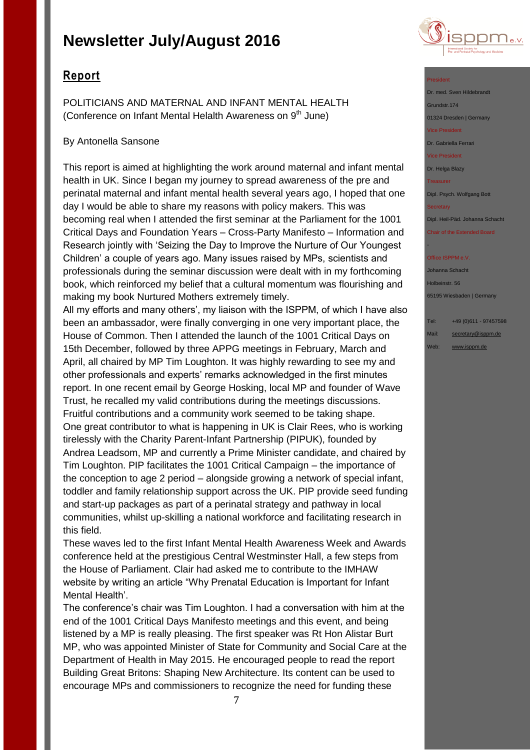# Newsletter July/August 2016

## Report

POLITICIANS AND MATERNAL AND INFANT MENTAL HEALTH
(Conference on Infant Mental Helalth Awareness on 9th June)

By Antonella Sansone

This report is aimed at highlighting the work around maternal and infant mental health in UK. Since I began my journey to spread awareness of the pre and perinatal maternal and infant mental health several years ago, I hoped that one day I would be able to share my reasons with policy makers. This was becoming real when I attended the first seminar at the Parliament for the 1001 Critical Days and Foundation Years – Cross-Party Manifesto – Information and Research jointly with 'Seizing the Day to Improve the Nurture of Our Youngest Children' a couple of years ago. Many issues raised by MPs, scientists and professionals during the seminar discussion were dealt with in my forthcoming book, which reinforced my belief that a cultural momentum was flourishing and making my book Nurtured Mothers extremely timely.

All my efforts and many others', my liaison with the ISPPM, of which I have also been an ambassador, were finally converging in one very important place, the House of Common. Then I attended the launch of the 1001 Critical Days on 15th December, followed by three APPG meetings in February, March and April, all chaired by MP Tim Loughton. It was highly rewarding to see my and other professionals and experts' remarks acknowledged in the first minutes report. In one recent email by George Hosking, local MP and founder of Wave Trust, he recalled my valid contributions during the meetings discussions. Fruitful contributions and a community work seemed to be taking shape.

One great contributor to what is happening in UK is Clair Rees, who is working tirelessly with the Charity Parent-Infant Partnership (PIPUK), founded by Andrea Leadsom, MP and currently a Prime Minister candidate, and chaired by Tim Loughton. PIP facilitates the 1001 Critical Campaign – the importance of the conception to age 2 period – alongside growing a network of special infant, toddler and family relationship support across the UK. PIP provide seed funding and start-up packages as part of a perinatal strategy and pathway in local communities, whilst up-skilling a national workforce and facilitating research in this field.

These waves led to the first Infant Mental Health Awareness Week and Awards conference held at the prestigious Central Westminster Hall, a few steps from the House of Parliament. Clair had asked me to contribute to the IMHAW website by writing an article "Why Prenatal Education is Important for Infant Mental Health'.

The conference's chair was Tim Loughton. I had a conversation with him at the end of the 1001 Critical Days Manifesto meetings and this event, and being listened by a MP is really pleasing. The first speaker was Rt Hon Alistar Burt MP, who was appointed Minister of State for Community and Social Care at the Department of Health in May 2015. He encouraged people to read the report Building Great Britons: Shaping New Architecture. Its content can be used to encourage MPs and commissioners to recognize the need for funding these

President
Dr. med. Sven Hildebrandt
Grundstr.174
01324 Dresden | Germany

Vice President
Dr. Gabriella Ferrari

Vice President
Dr. Helga Blazy

Treasurer
Dipl. Psych. Wolfgang Bott

Secretary
Dipl. Heil-Päd. Johanna Schacht

Chair of the Extended Board
-

Office ISPPM e.V.
Johanna Schacht
Holbeinstr. 56
65195 Wiesbaden | Germany

Tel: +49 (0)611 - 97457598
Mail: secretary@isppm.de
Web: www.isppm.de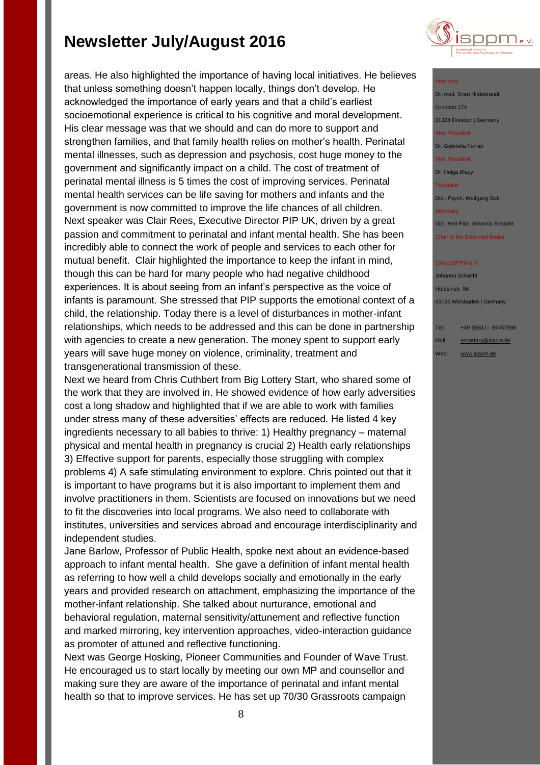areas. He also highlighted the importance of having local initiatives. He believes that unless something doesn't happen locally, things don't develop. He acknowledged the importance of early years and that a child's earliest socioemotional experience is critical to his cognitive and moral development. His clear message was that we should and can do more to support and strengthen families, and that family health relies on mother's health. Perinatal mental illnesses, such as depression and psychosis, cost huge money to the government and significantly impact on a child. The cost of treatment of perinatal mental illness is 5 times the cost of improving services. Perinatal mental health services can be life saving for mothers and infants and the government is now committed to improve the life chances of all children.

Next speaker was Clair Rees, Executive Director PIP UK, driven by a great passion and commitment to perinatal and infant mental health. She has been incredibly able to connect the work of people and services to each other for mutual benefit. Clair highlighted the importance to keep the infant in mind, though this can be hard for many people who had negative childhood experiences. It is about seeing from an infant's perspective as the voice of infants is paramount. She stressed that PIP supports the emotional context of a child, the relationship. Today there is a level of disturbances in mother-infant relationships, which needs to be addressed and this can be done in partnership with agencies to create a new generation. The money spent to support early years will save huge money on violence, criminality, treatment and transgenerational transmission of these.

Next we heard from Chris Cuthbert from Big Lottery Start, who shared some of the work that they are involved in. He showed evidence of how early adversities cost a long shadow and highlighted that if we are able to work with families under stress many of these adversities' effects are reduced. He listed 4 key ingredients necessary to all babies to thrive: 1) Healthy pregnancy – maternal physical and mental health in pregnancy is crucial 2) Health early relationships 3) Effective support for parents, especially those struggling with complex problems 4) A safe stimulating environment to explore. Chris pointed out that it is important to have programs but it is also important to implement them and involve practitioners in them. Scientists are focused on innovations but we need to fit the discoveries into local programs. We also need to collaborate with institutes, universities and services abroad and encourage interdisciplinarity and independent studies.

Jane Barlow, Professor of Public Health, spoke next about an evidence-based approach to infant mental health. She gave a definition of infant mental health as referring to how well a child develops socially and emotionally in the early years and provided research on attachment, emphasizing the importance of the mother-infant relationship. She talked about nurturance, emotional and behavioral regulation, maternal sensitivity/attunement and reflective function and marked mirroring, key intervention approaches, video-interaction guidance as promoter of attuned and reflective functioning.

Next was George Hosking, Pioneer Communities and Founder of Wave Trust. He encouraged us to start locally by meeting our own MP and counsellor and making sure they are aware of the importance of perinatal and infant mental health so that to improve services. He has set up 70/30 Grassroots campaign

President
Dr. med. Sven Hildebrandt
Grundstr.174
01324 Dresden | Germany
Vice President
Dr. Gabriella Ferrari
Vice President
Dr. Helga Blazy
Treasurer
Dipl. Psych. Wolfgang Bott
Secretary
Dipl. Heil-Päd. Johanna Schacht
Chair of the Extended Board
-
Office ISPPM e.V.
Johanna Schacht
Holbeinstr. 56
65195 Wiesbaden | Germany

Tel: +49 (0)611 - 97457598
Mail: secretary@isppm.de
Web: www.isppm.de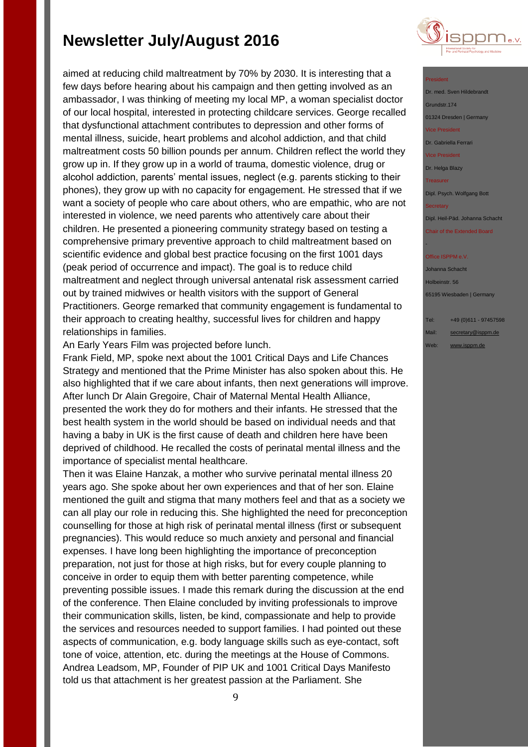aimed at reducing child maltreatment by 70% by 2030. It is interesting that a few days before hearing about his campaign and then getting involved as an ambassador, I was thinking of meeting my local MP, a woman specialist doctor of our local hospital, interested in protecting childcare services. George recalled that dysfunctional attachment contributes to depression and other forms of mental illness, suicide, heart problems and alcohol addiction, and that child maltreatment costs 50 billion pounds per annum. Children reflect the world they grow up in. If they grow up in a world of trauma, domestic violence, drug or alcohol addiction, parents' mental issues, neglect (e.g. parents sticking to their phones), they grow up with no capacity for engagement. He stressed that if we want a society of people who care about others, who are empathic, who are not interested in violence, we need parents who attentively care about their children. He presented a pioneering community strategy based on testing a comprehensive primary preventive approach to child maltreatment based on scientific evidence and global best practice focusing on the first 1001 days (peak period of occurrence and impact). The goal is to reduce child maltreatment and neglect through universal antenatal risk assessment carried out by trained midwives or health visitors with the support of General Practitioners. George remarked that community engagement is fundamental to their approach to creating healthy, successful lives for children and happy relationships in families.

An Early Years Film was projected before lunch.

Frank Field, MP, spoke next about the 1001 Critical Days and Life Chances Strategy and mentioned that the Prime Minister has also spoken about this. He also highlighted that if we care about infants, then next generations will improve.

After lunch Dr Alain Gregoire, Chair of Maternal Mental Health Alliance, presented the work they do for mothers and their infants. He stressed that the best health system in the world should be based on individual needs and that having a baby in UK is the first cause of death and children here have been deprived of childhood. He recalled the costs of perinatal mental illness and the importance of specialist mental healthcare.

Then it was Elaine Hanzak, a mother who survive perinatal mental illness 20 years ago. She spoke about her own experiences and that of her son. Elaine mentioned the guilt and stigma that many mothers feel and that as a society we can all play our role in reducing this. She highlighted the need for preconception counselling for those at high risk of perinatal mental illness (first or subsequent pregnancies). This would reduce so much anxiety and personal and financial expenses. I have long been highlighting the importance of preconception preparation, not just for those at high risks, but for every couple planning to conceive in order to equip them with better parenting competence, while preventing possible issues. I made this remark during the discussion at the end of the conference. Then Elaine concluded by inviting professionals to improve their communication skills, listen, be kind, compassionate and help to provide the services and resources needed to support families. I had pointed out these aspects of communication, e.g. body language skills such as eye-contact, soft tone of voice, attention, etc. during the meetings at the House of Commons.

Andrea Leadsom, MP, Founder of PIP UK and 1001 Critical Days Manifesto told us that attachment is her greatest passion at the Parliament. She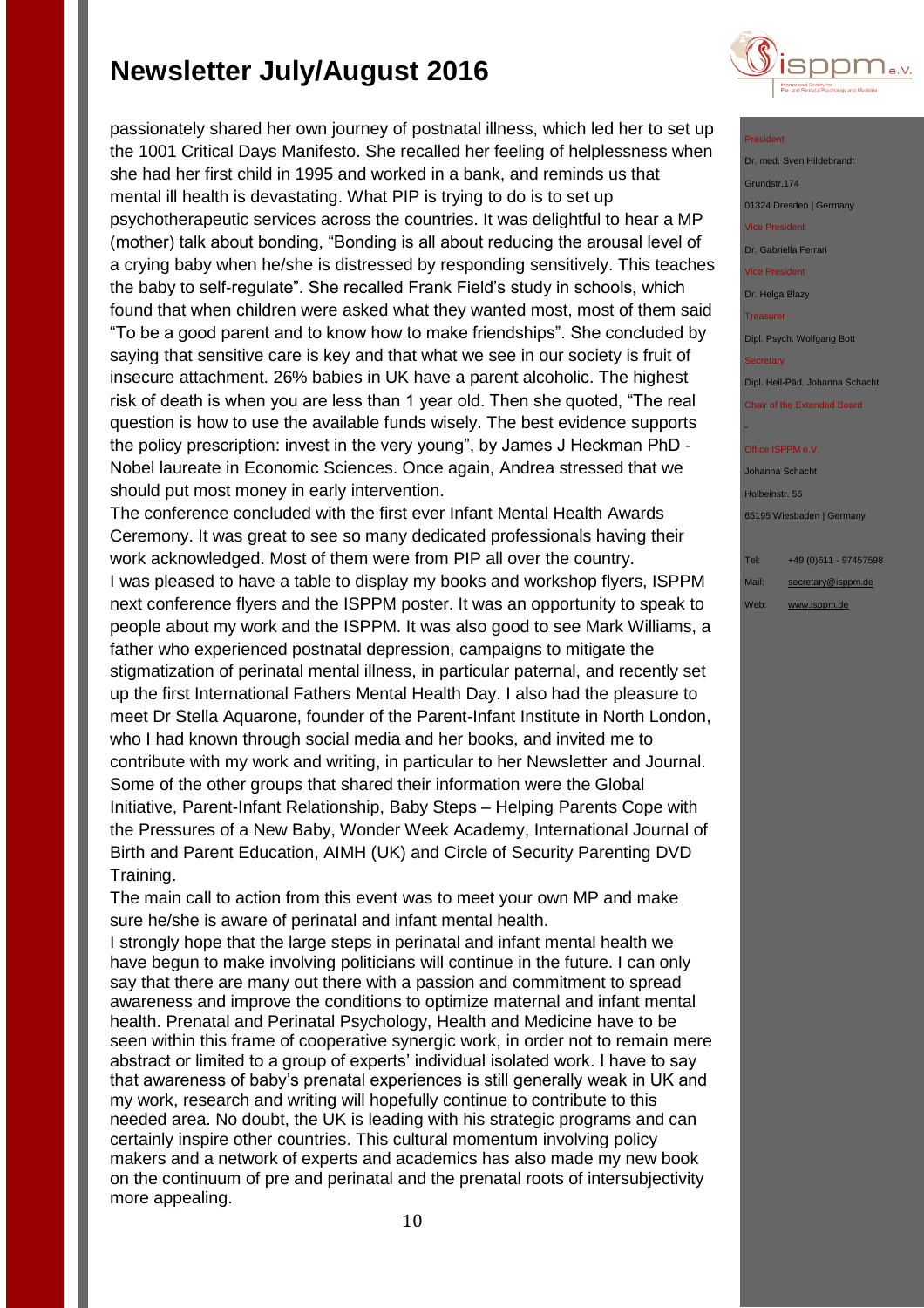passionately shared her own journey of postnatal illness, which led her to set up the 1001 Critical Days Manifesto. She recalled her feeling of helplessness when she had her first child in 1995 and worked in a bank, and reminds us that mental ill health is devastating. What PIP is trying to do is to set up psychotherapeutic services across the countries. It was delightful to hear a MP (mother) talk about bonding, “Bonding is all about reducing the arousal level of a crying baby when he/she is distressed by responding sensitively. This teaches the baby to self-regulate”. She recalled Frank Field’s study in schools, which found that when children were asked what they wanted most, most of them said “To be a good parent and to know how to make friendships”. She concluded by saying that sensitive care is key and that what we see in our society is fruit of insecure attachment. 26% babies in UK have a parent alcoholic. The highest risk of death is when you are less than 1 year old. Then she quoted, “The real question is how to use the available funds wisely. The best evidence supports the policy prescription: invest in the very young”, by James J Heckman PhD - Nobel laureate in Economic Sciences. Once again, Andrea stressed that we should put most money in early intervention.

The conference concluded with the first ever Infant Mental Health Awards Ceremony. It was great to see so many dedicated professionals having their work acknowledged. Most of them were from PIP all over the country.

I was pleased to have a table to display my books and workshop flyers, ISPPM next conference flyers and the ISPPM poster. It was an opportunity to speak to people about my work and the ISPPM. It was also good to see Mark Williams, a father who experienced postnatal depression, campaigns to mitigate the stigmatization of perinatal mental illness, in particular paternal, and recently set up the first International Fathers Mental Health Day. I also had the pleasure to meet Dr Stella Aquarone, founder of the Parent-Infant Institute in North London, who I had known through social media and her books, and invited me to contribute with my work and writing, in particular to her Newsletter and Journal. Some of the other groups that shared their information were the Global Initiative, Parent-Infant Relationship, Baby Steps – Helping Parents Cope with the Pressures of a New Baby, Wonder Week Academy, International Journal of Birth and Parent Education, AIMH (UK) and Circle of Security Parenting DVD Training.

The main call to action from this event was to meet your own MP and make sure he/she is aware of perinatal and infant mental health.

I strongly hope that the large steps in perinatal and infant mental health we have begun to make involving politicians will continue in the future. I can only say that there are many out there with a passion and commitment to spread awareness and improve the conditions to optimize maternal and infant mental health. Prenatal and Perinatal Psychology, Health and Medicine have to be seen within this frame of cooperative synergic work, in order not to remain mere abstract or limited to a group of experts’ individual isolated work. I have to say that awareness of baby’s prenatal experiences is still generally weak in UK and my work, research and writing will hopefully continue to contribute to this needed area. No doubt, the UK is leading with his strategic programs and can certainly inspire other countries. This cultural momentum involving policy makers and a network of experts and academics has also made my new book on the continuum of pre and perinatal and the prenatal roots of intersubjectivity more appealing.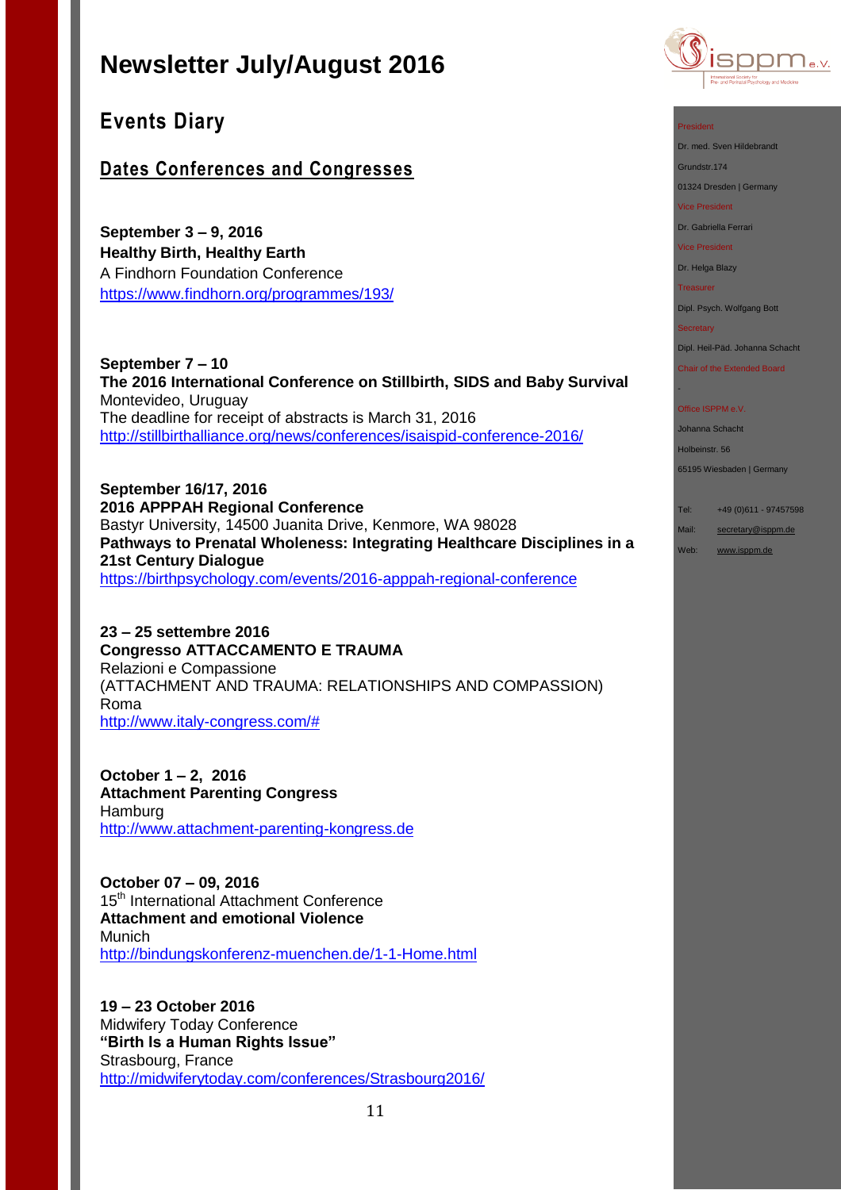# Newsletter July/August 2016

## Events Diary

### Dates Conferences and Congresses

**September 3 – 9, 2016**
**Healthy Birth, Healthy Earth**
A Findhorn Foundation Conference
https://www.findhorn.org/programmes/193/

**September 7 – 10**
**The 2016 International Conference on Stillbirth, SIDS and Baby Survival**
Montevideo, Uruguay
The deadline for receipt of abstracts is March 31, 2016
http://stillbirthalliance.org/news/conferences/isaispid-conference-2016/

**September 16/17, 2016**
**2016 APPPAH Regional Conference**
Bastyr University, 14500 Juanita Drive, Kenmore, WA 98028
**Pathways to Prenatal Wholeness: Integrating Healthcare Disciplines in a 21st Century Dialogue**
https://birthpsychology.com/events/2016-apppah-regional-conference

**23 – 25 settembre 2016**
**Congresso ATTACCAMENTO E TRAUMA**
Relazioni e Compassione
(ATTACHMENT AND TRAUMA: RELATIONSHIPS AND COMPASSION)
Roma
http://www.italy-congress.com/#

**October 1 – 2, 2016**
**Attachment Parenting Congress**
Hamburg
http://www.attachment-parenting-kongress.de

**October 07 – 09, 2016**
15th International Attachment Conference
**Attachment and emotional Violence**
Munich
http://bindungskonferenz-muenchen.de/1-1-Home.html

**19 – 23 October 2016**
Midwifery Today Conference
**"Birth Is a Human Rights Issue"**
Strasbourg, France
http://midwiferytoday.com/conferences/Strasbourg2016/

---

President
Dr. med. Sven Hildebrandt
Grundstr.174
01324 Dresden | Germany

Vice President
Dr. Gabriella Ferrari

Vice President
Dr. Helga Blazy

Treasurer
Dipl. Psych. Wolfgang Bott

Secretary
Dipl. Heil-Päd. Johanna Schacht

Chair of the Extended Board
-

Office ISPPM e.V.
Johanna Schacht
Holbeinstr. 56
65195 Wiesbaden | Germany

Tel: +49 (0)611 - 97457598
Mail: secretary@isppm.de
Web: www.isppm.de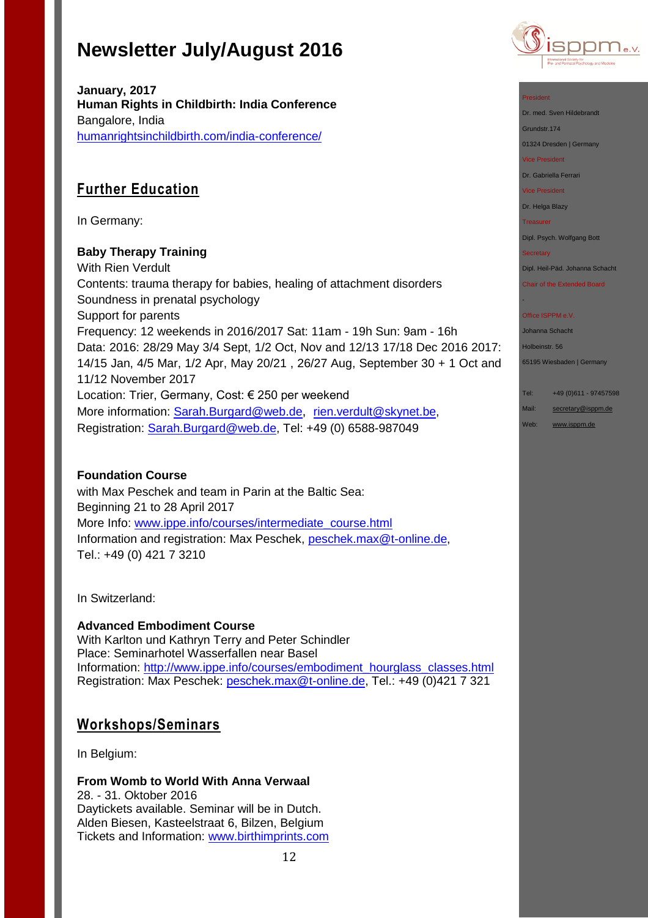# Newsletter July/August 2016

**January, 2017**
**Human Rights in Childbirth: India Conference**
Bangalore, India
humanrightsinchildbirth.com/india-conference/

## Further Education

In Germany:

**Baby Therapy Training**
With Rien Verdult
Contents: trauma therapy for babies, healing of attachment disorders
Soundness in prenatal psychology
Support for parents
Frequency: 12 weekends in 2016/2017 Sat: 11am - 19h Sun: 9am - 16h
Data: 2016: 28/29 May 3/4 Sept, 1/2 Oct, Nov and 12/13 17/18 Dec 2016 2017: 14/15 Jan, 4/5 Mar, 1/2 Apr, May 20/21 , 26/27 Aug, September 30 + 1 Oct and 11/12 November 2017
Location: Trier, Germany, Cost: € 250 per weekend
More information: Sarah.Burgard@web.de, rien.verdult@skynet.be,
Registration: Sarah.Burgard@web.de, Tel: +49 (0) 6588-987049

**Foundation Course**
with Max Peschek and team in Parin at the Baltic Sea:
Beginning 21 to 28 April 2017
More Info: www.ippe.info/courses/intermediate_course.html
Information and registration: Max Peschek, peschek.max@t-online.de,
Tel.: +49 (0) 421 7 3210

In Switzerland:

**Advanced Embodiment Course**
With Karlton und Kathryn Terry and Peter Schindler
Place: Seminarhotel Wasserfallen near Basel
Information: http://www.ippe.info/courses/embodiment_hourglass_classes.html
Registration: Max Peschek: peschek.max@t-online.de, Tel.: +49 (0)421 7 321

## Workshops/Seminars

In Belgium:

**From Womb to World With Anna Verwaal**
28. - 31. Oktober 2016
Daytickets available. Seminar will be in Dutch.
Alden Biesen, Kasteelstraat 6, Bilzen, Belgium
Tickets and Information: www.birthimprints.com

---

President
Dr. med. Sven Hildebrandt
Grundstr.174
01324 Dresden | Germany

Vice President
Dr. Gabriella Ferrari

Vice President
Dr. Helga Blazy

Treasurer
Dipl. Psych. Wolfgang Bott

Secretary
Dipl. Heil-Päd. Johanna Schacht

Chair of the Extended Board
-

Office ISPPM e.V.
Johanna Schacht
Holbeinstr. 56
65195 Wiesbaden | Germany

Tel: +49 (0)611 - 97457598
Mail: secretary@isppm.de
Web: www.isppm.de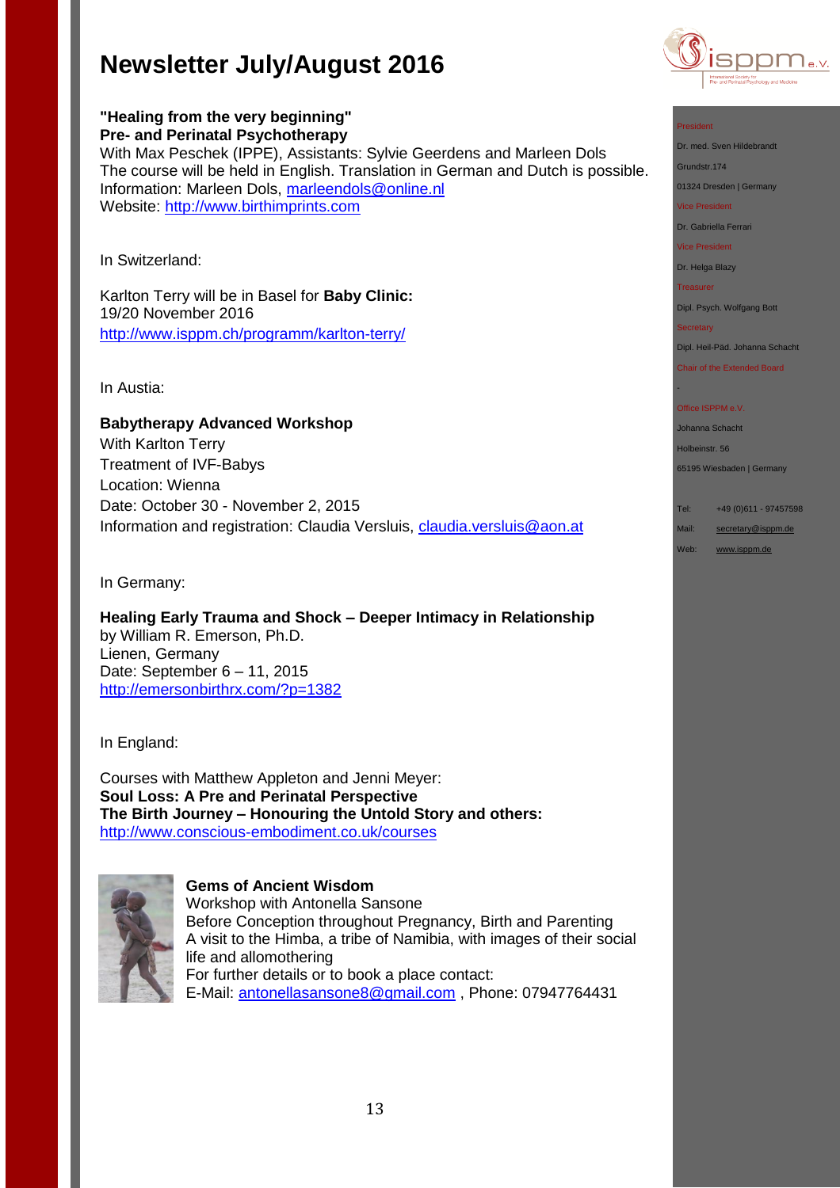# Newsletter July/August 2016

**"Healing from the very beginning"**
**Pre- and Perinatal Psychotherapy**
With Max Peschek (IPPE), Assistants: Sylvie Geerdens and Marleen Dols
The course will be held in English. Translation in German and Dutch is possible.
Information: Marleen Dols, marleendols@online.nl
Website: http://www.birthimprints.com

In Switzerland:

Karlton Terry will be in Basel for **Baby Clinic:**
19/20 November 2016
http://www.isppm.ch/programm/karlton-terry/

In Austia:

**Babytherapy Advanced Workshop**
With Karlton Terry
Treatment of IVF-Babys
Location: Wienna
Date: October 30 - November 2, 2015
Information and registration: Claudia Versluis, claudia.versluis@aon.at

In Germany:

**Healing Early Trauma and Shock – Deeper Intimacy in Relationship**
by William R. Emerson, Ph.D.
Lienen, Germany
Date: September 6 – 11, 2015
http://emersonbirthrx.com/?p=1382

In England:

Courses with Matthew Appleton and Jenni Meyer:
**Soul Loss: A Pre and Perinatal Perspective**
**The Birth Journey – Honouring the Untold Story and others:**
http://www.conscious-embodiment.co.uk/courses

**Gems of Ancient Wisdom**
Workshop with Antonella Sansone
Before Conception throughout Pregnancy, Birth and Parenting
A visit to the Himba, a tribe of Namibia, with images of their social life and allomothering
For further details or to book a place contact:
E-Mail: antonellasansone8@gmail.com , Phone: 07947764431

President
Dr. med. Sven Hildebrandt
Grundstr.174
01324 Dresden | Germany
Vice President
Dr. Gabriella Ferrari
Vice President
Dr. Helga Blazy
Treasurer
Dipl. Psych. Wolfgang Bott
Secretary
Dipl. Heil-Päd. Johanna Schacht
Chair of the Extended Board
-
Office ISPPM e.V.
Johanna Schacht
Holbeinstr. 56
65195 Wiesbaden | Germany

Tel: +49 (0)611 - 97457598
Mail: secretary@isppm.de
Web: www.isppm.de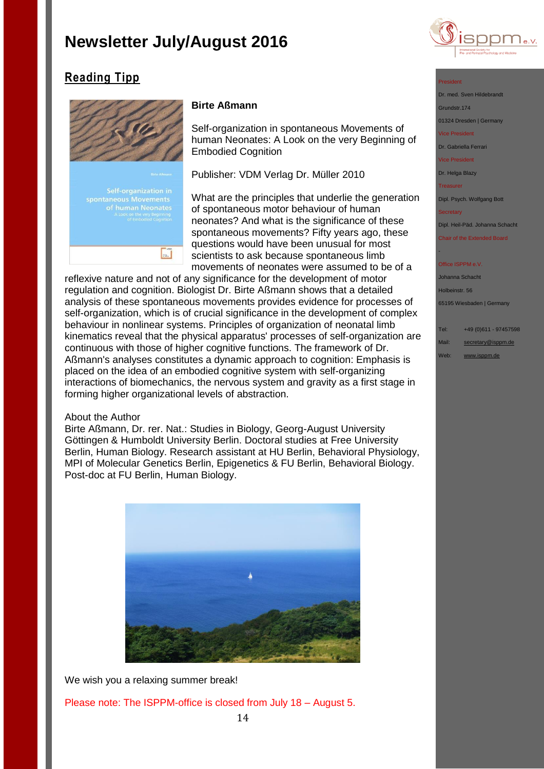# Newsletter July/August 2016

## Reading Tipp

**Birte Aßmann**

Self-organization in spontaneous Movements of human Neonates: A Look on the very Beginning of Embodied Cognition

Publisher: VDM Verlag Dr. Müller 2010

What are the principles that underlie the generation of spontaneous motor behaviour of human neonates? And what is the significance of these spontaneous movements? Fifty years ago, these questions would have been unusual for most scientists to ask because spontaneous limb movements of neonates were assumed to be of a reflexive nature and not of any significance for the development of motor regulation and cognition. Biologist Dr. Birte Aßmann shows that a detailed analysis of these spontaneous movements provides evidence for processes of self-organization, which is of crucial significance in the development of complex behaviour in nonlinear systems. Principles of organization of neonatal limb kinematics reveal that the physical apparatus' processes of self-organization are continuous with those of higher cognitive functions. The framework of Dr. Aßmann's analyses constitutes a dynamic approach to cognition: Emphasis is placed on the idea of an embodied cognitive system with self-organizing interactions of biomechanics, the nervous system and gravity as a first stage in forming higher organizational levels of abstraction.

About the Author
Birte Aßmann, Dr. rer. Nat.: Studies in Biology, Georg-August University Göttingen & Humboldt University Berlin. Doctoral studies at Free University Berlin, Human Biology. Research assistant at HU Berlin, Behavioral Physiology, MPI of Molecular Genetics Berlin, Epigenetics & FU Berlin, Behavioral Biology. Post-doc at FU Berlin, Human Biology.

We wish you a relaxing summer break!

Please note: The ISPPM-office is closed from July 18 – August 5.

President
Dr. med. Sven Hildebrandt
Grundstr.174
01324 Dresden | Germany
Vice President
Dr. Gabriella Ferrari
Vice President
Dr. Helga Blazy
Treasurer
Dipl. Psych. Wolfgang Bott
Secretary
Dipl. Heil-Päd. Johanna Schacht
Chair of the Extended Board
-
Office ISPPM e.V.
Johanna Schacht
Holbeinstr. 56
65195 Wiesbaden | Germany

Tel: +49 (0)611 - 97457598
Mail: secretary@isppm.de
Web: www.isppm.de